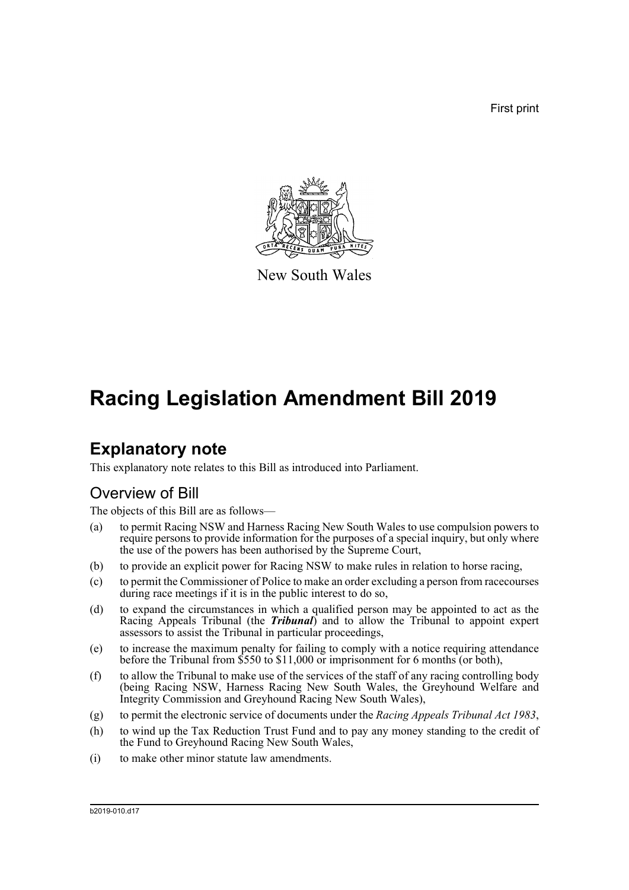First print

New South Wales

# Racing Legislation Amendment Bill 2019

## Explanatory note

This explanatory note relates to this Bill as introduced into Parliament.

### Overview of Bill

The objects of this Bill are as follows—

(a) to permit Racing NSW and Harness Racing New South Wales to use compulsion powers to require persons to provide information for the purposes of a special inquiry, but only where the use of the powers has been authorised by the Supreme Court,

(b) to provide an explicit power for Racing NSW to make rules in relation to horse racing,

(c) to permit the Commissioner of Police to make an order excluding a person from racecourses during race meetings if it is in the public interest to do so,

(d) to expand the circumstances in which a qualified person may be appointed to act as the Racing Appeals Tribunal (the ***Tribunal***) and to allow the Tribunal to appoint expert assessors to assist the Tribunal in particular proceedings,

(e) to increase the maximum penalty for failing to comply with a notice requiring attendance before the Tribunal from $550 to $11,000 or imprisonment for 6 months (or both),

(f) to allow the Tribunal to make use of the services of the staff of any racing controlling body (being Racing NSW, Harness Racing New South Wales, the Greyhound Welfare and Integrity Commission and Greyhound Racing New South Wales),

(g) to permit the electronic service of documents under the *Racing Appeals Tribunal Act 1983*,

(h) to wind up the Tax Reduction Trust Fund and to pay any money standing to the credit of the Fund to Greyhound Racing New South Wales,

(i) to make other minor statute law amendments.

b2019-010.d17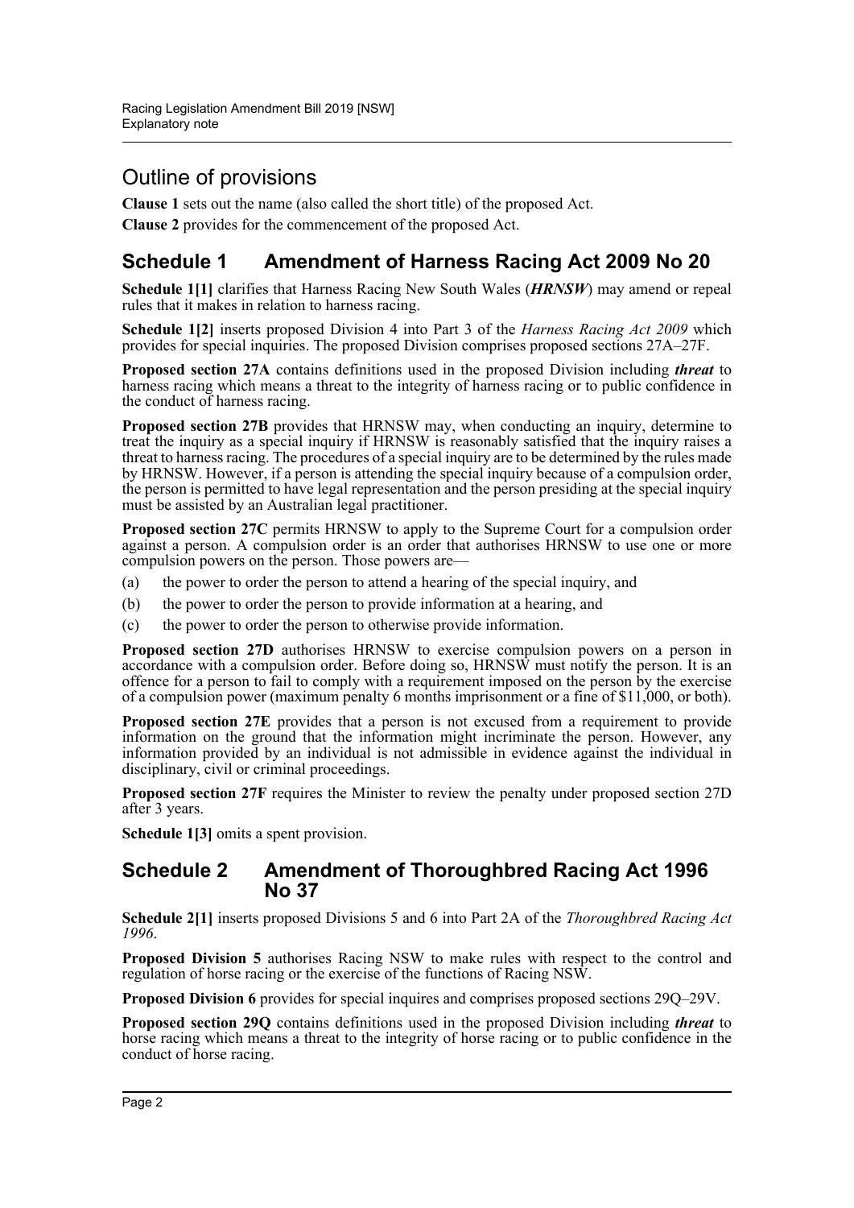## Outline of provisions

**Clause 1** sets out the name (also called the short title) of the proposed Act.

**Clause 2** provides for the commencement of the proposed Act.

## Schedule 1 Amendment of Harness Racing Act 2009 No 20

**Schedule 1[1]** clarifies that Harness Racing New South Wales (***HRNSW***) may amend or repeal rules that it makes in relation to harness racing.

**Schedule 1[2]** inserts proposed Division 4 into Part 3 of the *Harness Racing Act 2009* which provides for special inquiries. The proposed Division comprises proposed sections 27A–27F.

**Proposed section 27A** contains definitions used in the proposed Division including ***threat*** to harness racing which means a threat to the integrity of harness racing or to public confidence in the conduct of harness racing.

**Proposed section 27B** provides that HRNSW may, when conducting an inquiry, determine to treat the inquiry as a special inquiry if HRNSW is reasonably satisfied that the inquiry raises a threat to harness racing. The procedures of a special inquiry are to be determined by the rules made by HRNSW. However, if a person is attending the special inquiry because of a compulsion order, the person is permitted to have legal representation and the person presiding at the special inquiry must be assisted by an Australian legal practitioner.

**Proposed section 27C** permits HRNSW to apply to the Supreme Court for a compulsion order against a person. A compulsion order is an order that authorises HRNSW to use one or more compulsion powers on the person. Those powers are—

(a) the power to order the person to attend a hearing of the special inquiry, and

(b) the power to order the person to provide information at a hearing, and

(c) the power to order the person to otherwise provide information.

**Proposed section 27D** authorises HRNSW to exercise compulsion powers on a person in accordance with a compulsion order. Before doing so, HRNSW must notify the person. It is an offence for a person to fail to comply with a requirement imposed on the person by the exercise of a compulsion power (maximum penalty 6 months imprisonment or a fine of $11,000, or both).

**Proposed section 27E** provides that a person is not excused from a requirement to provide information on the ground that the information might incriminate the person. However, any information provided by an individual is not admissible in evidence against the individual in disciplinary, civil or criminal proceedings.

**Proposed section 27F** requires the Minister to review the penalty under proposed section 27D after 3 years.

**Schedule 1[3]** omits a spent provision.

## Schedule 2 Amendment of Thoroughbred Racing Act 1996 No 37

**Schedule 2[1]** inserts proposed Divisions 5 and 6 into Part 2A of the *Thoroughbred Racing Act 1996*.

**Proposed Division 5** authorises Racing NSW to make rules with respect to the control and regulation of horse racing or the exercise of the functions of Racing NSW.

**Proposed Division 6** provides for special inquires and comprises proposed sections 29Q–29V.

**Proposed section 29Q** contains definitions used in the proposed Division including ***threat*** to horse racing which means a threat to the integrity of horse racing or to public confidence in the conduct of horse racing.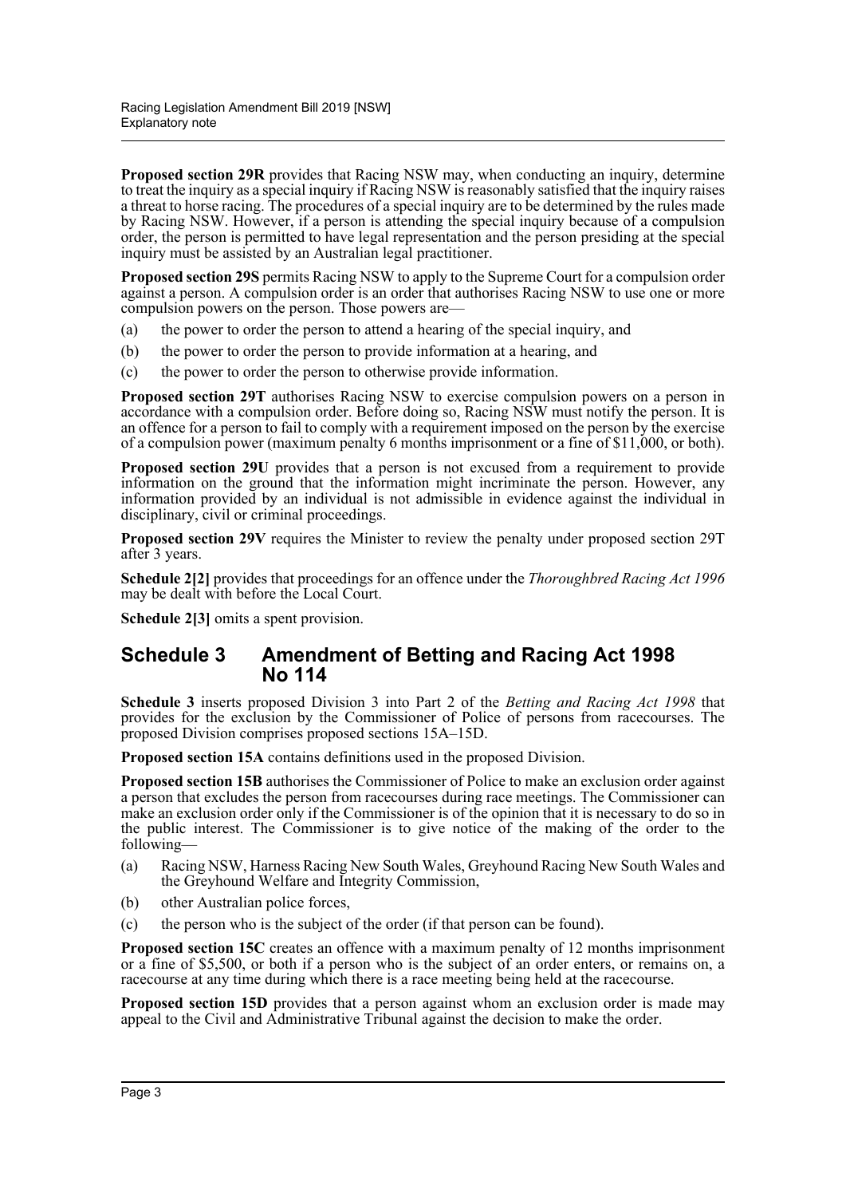**Proposed section 29R** provides that Racing NSW may, when conducting an inquiry, determine to treat the inquiry as a special inquiry if Racing NSW is reasonably satisfied that the inquiry raises a threat to horse racing. The procedures of a special inquiry are to be determined by the rules made by Racing NSW. However, if a person is attending the special inquiry because of a compulsion order, the person is permitted to have legal representation and the person presiding at the special inquiry must be assisted by an Australian legal practitioner.

**Proposed section 29S** permits Racing NSW to apply to the Supreme Court for a compulsion order against a person. A compulsion order is an order that authorises Racing NSW to use one or more compulsion powers on the person. Those powers are—

(a) the power to order the person to attend a hearing of the special inquiry, and

(b) the power to order the person to provide information at a hearing, and

(c) the power to order the person to otherwise provide information.

**Proposed section 29T** authorises Racing NSW to exercise compulsion powers on a person in accordance with a compulsion order. Before doing so, Racing NSW must notify the person. It is an offence for a person to fail to comply with a requirement imposed on the person by the exercise of a compulsion power (maximum penalty 6 months imprisonment or a fine of $11,000, or both).

**Proposed section 29U** provides that a person is not excused from a requirement to provide information on the ground that the information might incriminate the person. However, any information provided by an individual is not admissible in evidence against the individual in disciplinary, civil or criminal proceedings.

**Proposed section 29V** requires the Minister to review the penalty under proposed section 29T after 3 years.

**Schedule 2[2]** provides that proceedings for an offence under the *Thoroughbred Racing Act 1996* may be dealt with before the Local Court.

**Schedule 2[3]** omits a spent provision.

## Schedule 3 Amendment of Betting and Racing Act 1998 No 114

**Schedule 3** inserts proposed Division 3 into Part 2 of the *Betting and Racing Act 1998* that provides for the exclusion by the Commissioner of Police of persons from racecourses. The proposed Division comprises proposed sections 15A–15D.

**Proposed section 15A** contains definitions used in the proposed Division.

**Proposed section 15B** authorises the Commissioner of Police to make an exclusion order against a person that excludes the person from racecourses during race meetings. The Commissioner can make an exclusion order only if the Commissioner is of the opinion that it is necessary to do so in the public interest. The Commissioner is to give notice of the making of the order to the following—

(a) Racing NSW, Harness Racing New South Wales, Greyhound Racing New South Wales and the Greyhound Welfare and Integrity Commission,

(b) other Australian police forces,

(c) the person who is the subject of the order (if that person can be found).

**Proposed section 15C** creates an offence with a maximum penalty of 12 months imprisonment or a fine of $5,500, or both if a person who is the subject of an order enters, or remains on, a racecourse at any time during which there is a race meeting being held at the racecourse.

**Proposed section 15D** provides that a person against whom an exclusion order is made may appeal to the Civil and Administrative Tribunal against the decision to make the order.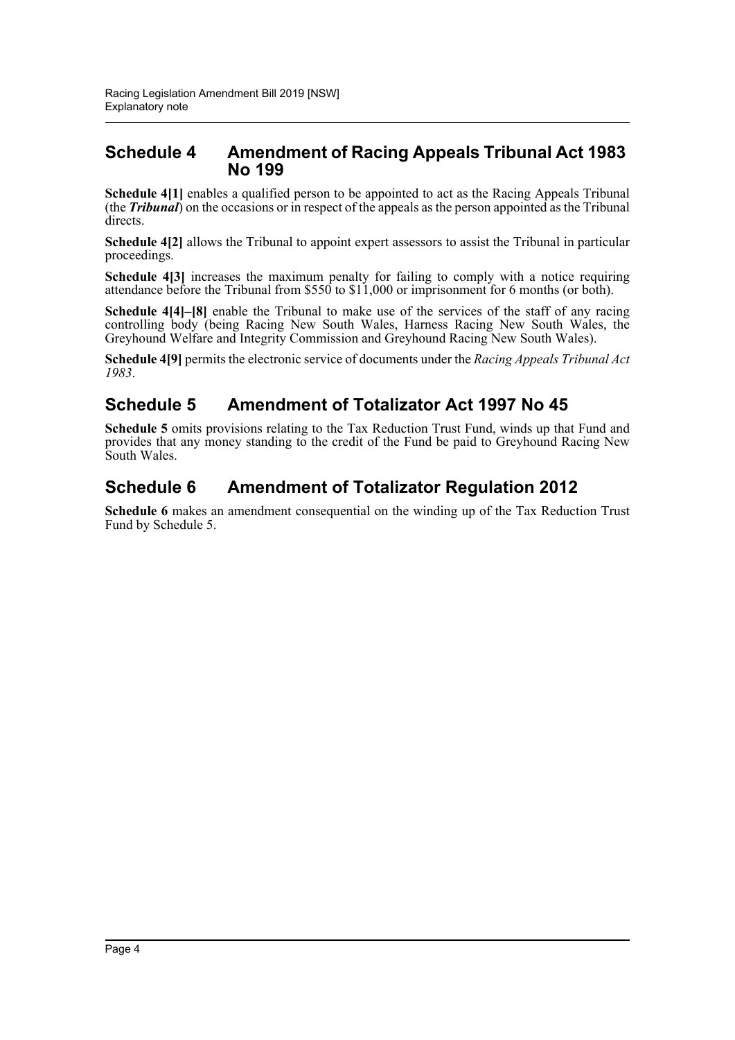## Schedule 4 Amendment of Racing Appeals Tribunal Act 1983 No 199

**Schedule 4[1]** enables a qualified person to be appointed to act as the Racing Appeals Tribunal (the ***Tribunal***) on the occasions or in respect of the appeals as the person appointed as the Tribunal directs.

**Schedule 4[2]** allows the Tribunal to appoint expert assessors to assist the Tribunal in particular proceedings.

**Schedule 4[3]** increases the maximum penalty for failing to comply with a notice requiring attendance before the Tribunal from $550 to $11,000 or imprisonment for 6 months (or both).

**Schedule 4[4]–[8]** enable the Tribunal to make use of the services of the staff of any racing controlling body (being Racing New South Wales, Harness Racing New South Wales, the Greyhound Welfare and Integrity Commission and Greyhound Racing New South Wales).

**Schedule 4[9]** permits the electronic service of documents under the *Racing Appeals Tribunal Act 1983*.

## Schedule 5 Amendment of Totalizator Act 1997 No 45

**Schedule 5** omits provisions relating to the Tax Reduction Trust Fund, winds up that Fund and provides that any money standing to the credit of the Fund be paid to Greyhound Racing New South Wales.

## Schedule 6 Amendment of Totalizator Regulation 2012

**Schedule 6** makes an amendment consequential on the winding up of the Tax Reduction Trust Fund by Schedule 5.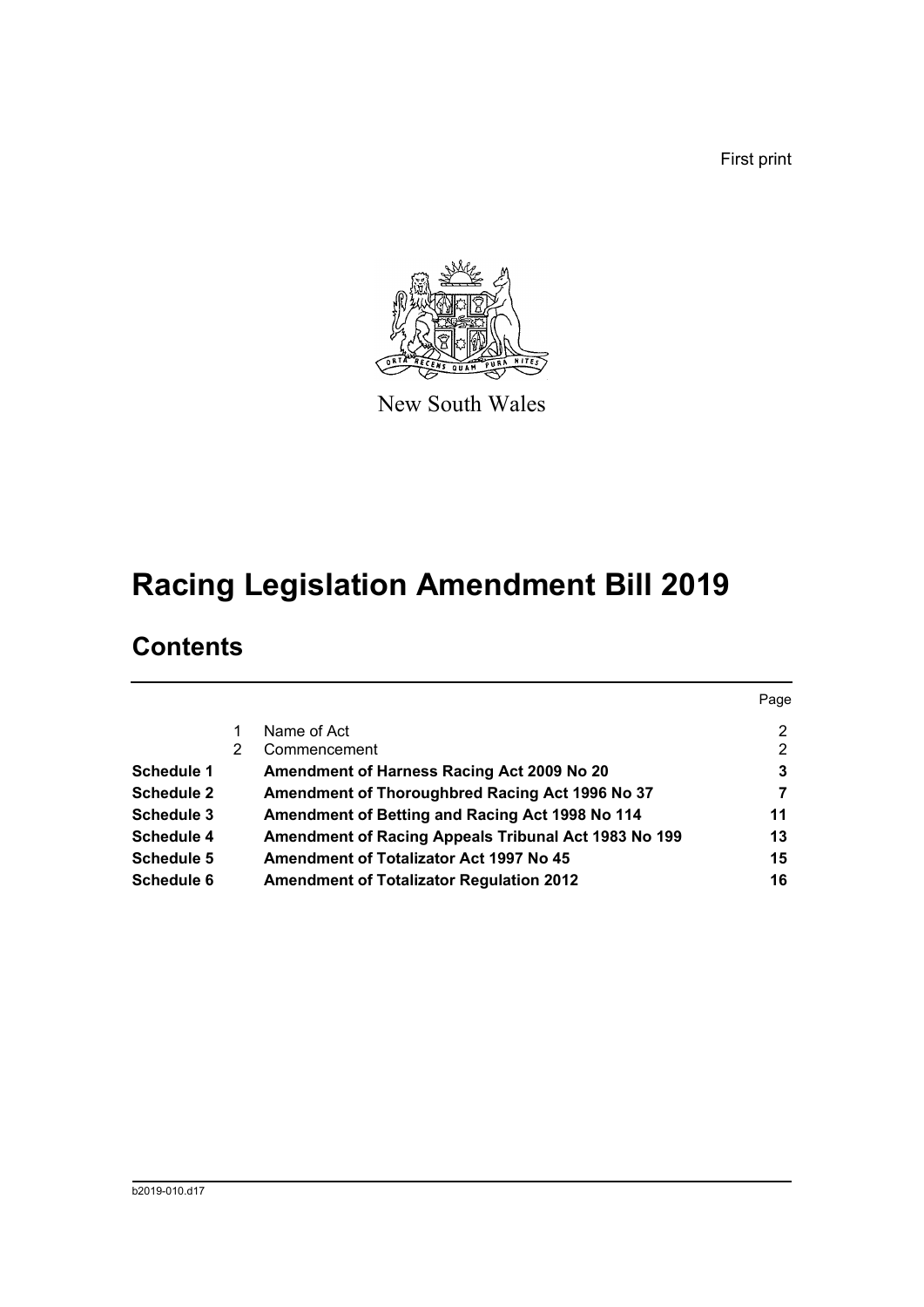First print

New South Wales

# Racing Legislation Amendment Bill 2019

## Contents

| | | | Page |
|---|---|---|---|
| | 1 | Name of Act | 2 |
| | 2 | Commencement | 2 |
| **Schedule 1** | | **Amendment of Harness Racing Act 2009 No 20** | **3** |
| **Schedule 2** | | **Amendment of Thoroughbred Racing Act 1996 No 37** | **7** |
| **Schedule 3** | | **Amendment of Betting and Racing Act 1998 No 114** | **11** |
| **Schedule 4** | | **Amendment of Racing Appeals Tribunal Act 1983 No 199** | **13** |
| **Schedule 5** | | **Amendment of Totalizator Act 1997 No 45** | **15** |
| **Schedule 6** | | **Amendment of Totalizator Regulation 2012** | **16** |

b2019-010.d17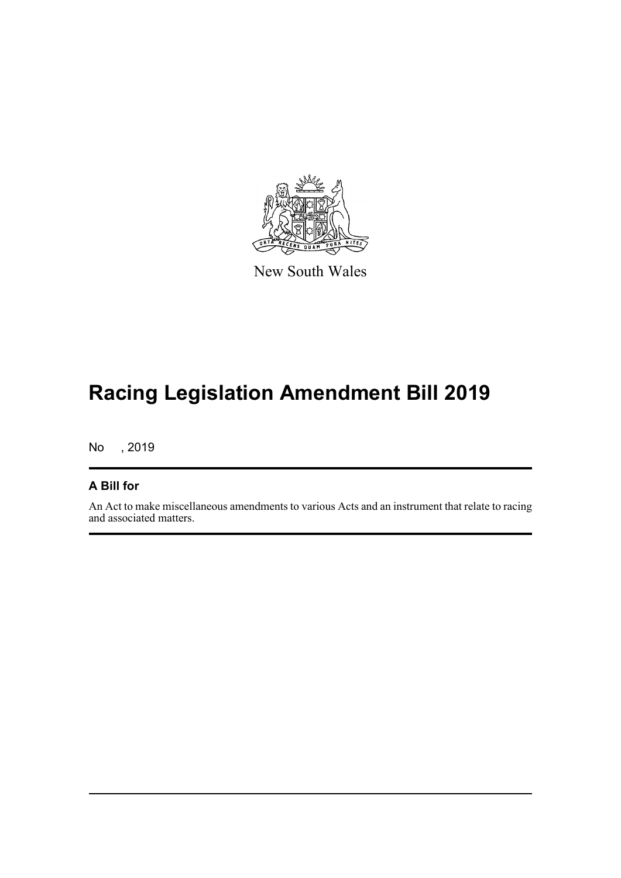New South Wales

# Racing Legislation Amendment Bill 2019

No , 2019

## A Bill for

An Act to make miscellaneous amendments to various Acts and an instrument that relate to racing and associated matters.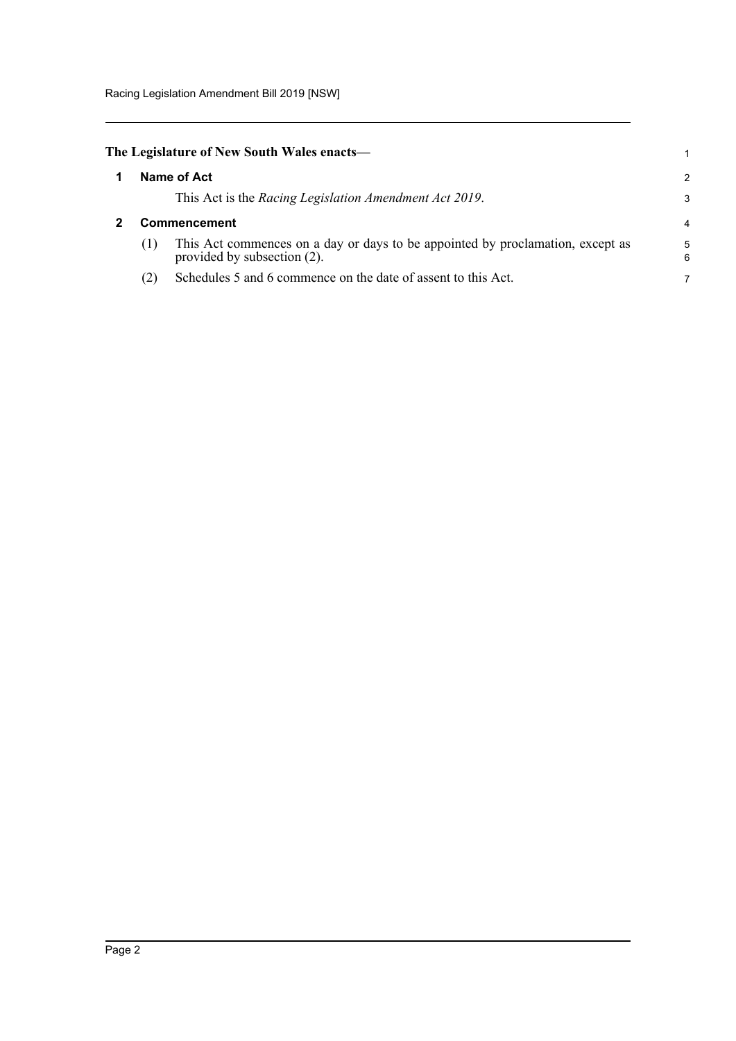**The Legislature of New South Wales enacts—**

## 1 Name of Act

This Act is the *Racing Legislation Amendment Act 2019*.

## 2 Commencement

(1) This Act commences on a day or days to be appointed by proclamation, except as provided by subsection (2).

(2) Schedules 5 and 6 commence on the date of assent to this Act.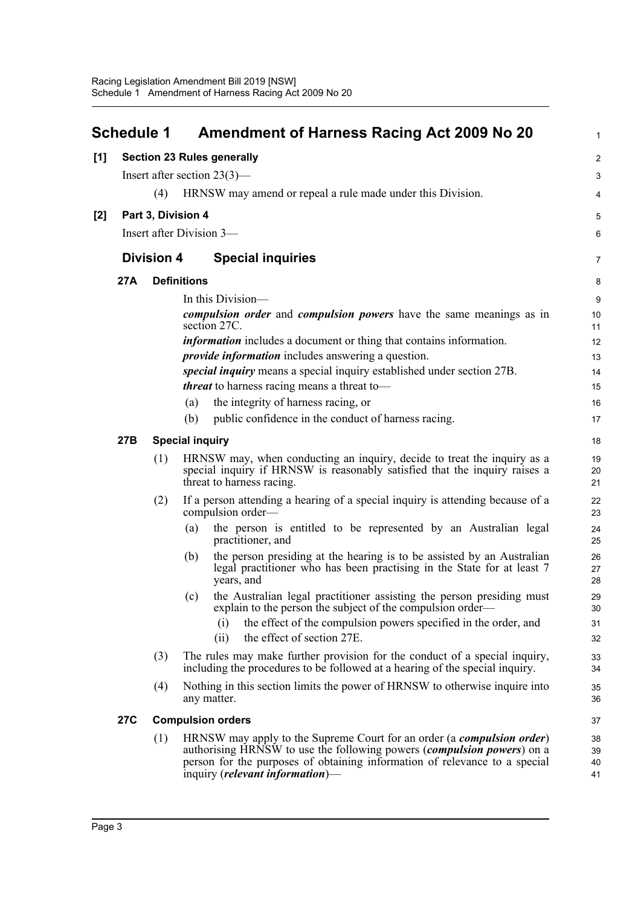# Schedule 1 Amendment of Harness Racing Act 2009 No 20

**[1] Section 23 Rules generally**

Insert after section 23(3)—

(4) HRNSW may amend or repeal a rule made under this Division.

**[2] Part 3, Division 4**

Insert after Division 3—

## Division 4 Special inquiries

### 27A Definitions

In this Division—

***compulsion order*** and ***compulsion powers*** have the same meanings as in section 27C.

***information*** includes a document or thing that contains information.

***provide information*** includes answering a question.

***special inquiry*** means a special inquiry established under section 27B.

***threat*** to harness racing means a threat to—

(a) the integrity of harness racing, or

(b) public confidence in the conduct of harness racing.

### 27B Special inquiry

(1) HRNSW may, when conducting an inquiry, decide to treat the inquiry as a special inquiry if HRNSW is reasonably satisfied that the inquiry raises a threat to harness racing.

(2) If a person attending a hearing of a special inquiry is attending because of a compulsion order—

(a) the person is entitled to be represented by an Australian legal practitioner, and

(b) the person presiding at the hearing is to be assisted by an Australian legal practitioner who has been practising in the State for at least 7 years, and

(c) the Australian legal practitioner assisting the person presiding must explain to the person the subject of the compulsion order—

(i) the effect of the compulsion powers specified in the order, and

(ii) the effect of section 27E.

(3) The rules may make further provision for the conduct of a special inquiry, including the procedures to be followed at a hearing of the special inquiry.

(4) Nothing in this section limits the power of HRNSW to otherwise inquire into any matter.

### 27C Compulsion orders

(1) HRNSW may apply to the Supreme Court for an order (a ***compulsion order***) authorising HRNSW to use the following powers (***compulsion powers***) on a person for the purposes of obtaining information of relevance to a special inquiry (***relevant information***)—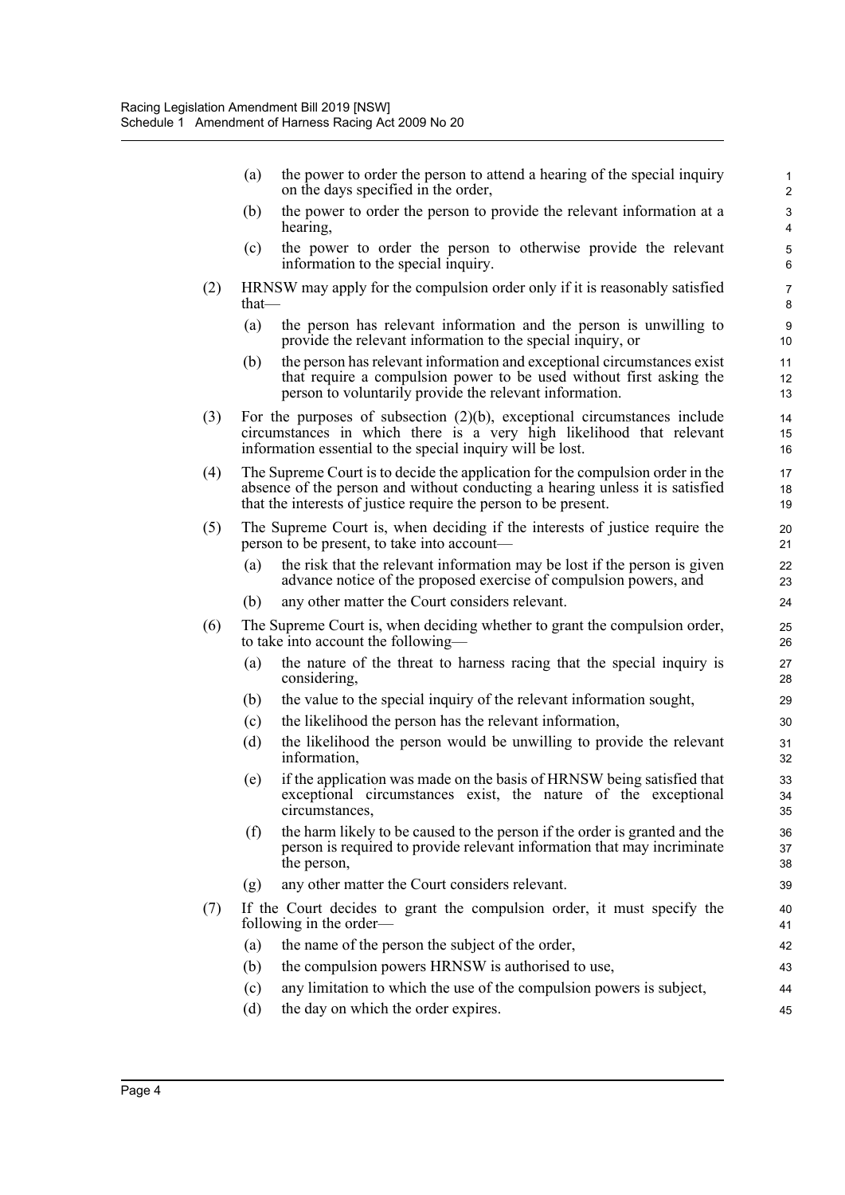(a) the power to order the person to attend a hearing of the special inquiry on the days specified in the order,

(b) the power to order the person to provide the relevant information at a hearing,

(c) the power to order the person to otherwise provide the relevant information to the special inquiry.

(2) HRNSW may apply for the compulsion order only if it is reasonably satisfied that—

(a) the person has relevant information and the person is unwilling to provide the relevant information to the special inquiry, or

(b) the person has relevant information and exceptional circumstances exist that require a compulsion power to be used without first asking the person to voluntarily provide the relevant information.

(3) For the purposes of subsection (2)(b), exceptional circumstances include circumstances in which there is a very high likelihood that relevant information essential to the special inquiry will be lost.

(4) The Supreme Court is to decide the application for the compulsion order in the absence of the person and without conducting a hearing unless it is satisfied that the interests of justice require the person to be present.

(5) The Supreme Court is, when deciding if the interests of justice require the person to be present, to take into account—

(a) the risk that the relevant information may be lost if the person is given advance notice of the proposed exercise of compulsion powers, and

(b) any other matter the Court considers relevant.

(6) The Supreme Court is, when deciding whether to grant the compulsion order, to take into account the following—

(a) the nature of the threat to harness racing that the special inquiry is considering,

(b) the value to the special inquiry of the relevant information sought,

(c) the likelihood the person has the relevant information,

(d) the likelihood the person would be unwilling to provide the relevant information,

(e) if the application was made on the basis of HRNSW being satisfied that exceptional circumstances exist, the nature of the exceptional circumstances,

(f) the harm likely to be caused to the person if the order is granted and the person is required to provide relevant information that may incriminate the person,

(g) any other matter the Court considers relevant.

(7) If the Court decides to grant the compulsion order, it must specify the following in the order—

(a) the name of the person the subject of the order,

(b) the compulsion powers HRNSW is authorised to use,

(c) any limitation to which the use of the compulsion powers is subject,

(d) the day on which the order expires.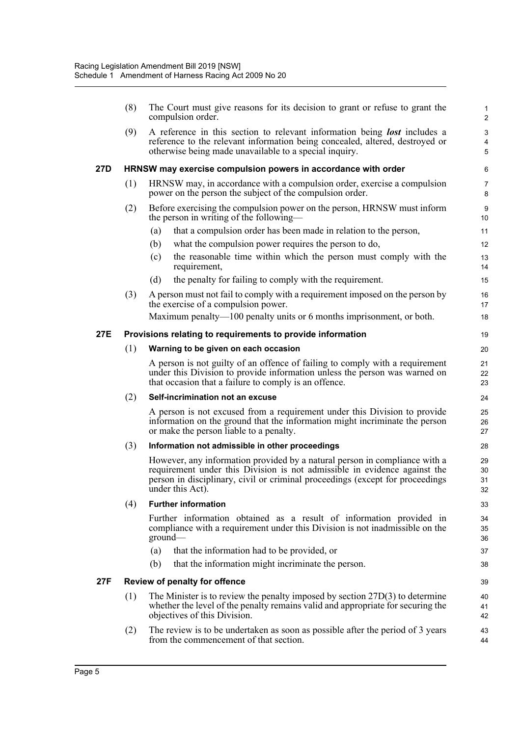(8) The Court must give reasons for its decision to grant or refuse to grant the compulsion order.

(9) A reference in this section to relevant information being ***lost*** includes a reference to the relevant information being concealed, altered, destroyed or otherwise being made unavailable to a special inquiry.

### 27D HRNSW may exercise compulsion powers in accordance with order

(1) HRNSW may, in accordance with a compulsion order, exercise a compulsion power on the person the subject of the compulsion order.

(2) Before exercising the compulsion power on the person, HRNSW must inform the person in writing of the following—

- (a) that a compulsion order has been made in relation to the person,
- (b) what the compulsion power requires the person to do,
- (c) the reasonable time within which the person must comply with the requirement,
- (d) the penalty for failing to comply with the requirement.

(3) A person must not fail to comply with a requirement imposed on the person by the exercise of a compulsion power.

Maximum penalty—100 penalty units or 6 months imprisonment, or both.

### 27E Provisions relating to requirements to provide information

(1) **Warning to be given on each occasion**

A person is not guilty of an offence of failing to comply with a requirement under this Division to provide information unless the person was warned on that occasion that a failure to comply is an offence.

(2) **Self-incrimination not an excuse**

A person is not excused from a requirement under this Division to provide information on the ground that the information might incriminate the person or make the person liable to a penalty.

(3) **Information not admissible in other proceedings**

However, any information provided by a natural person in compliance with a requirement under this Division is not admissible in evidence against the person in disciplinary, civil or criminal proceedings (except for proceedings under this Act).

(4) **Further information**

Further information obtained as a result of information provided in compliance with a requirement under this Division is not inadmissible on the ground—

- (a) that the information had to be provided, or
- (b) that the information might incriminate the person.

### 27F Review of penalty for offence

(1) The Minister is to review the penalty imposed by section 27D(3) to determine whether the level of the penalty remains valid and appropriate for securing the objectives of this Division.

(2) The review is to be undertaken as soon as possible after the period of 3 years from the commencement of that section.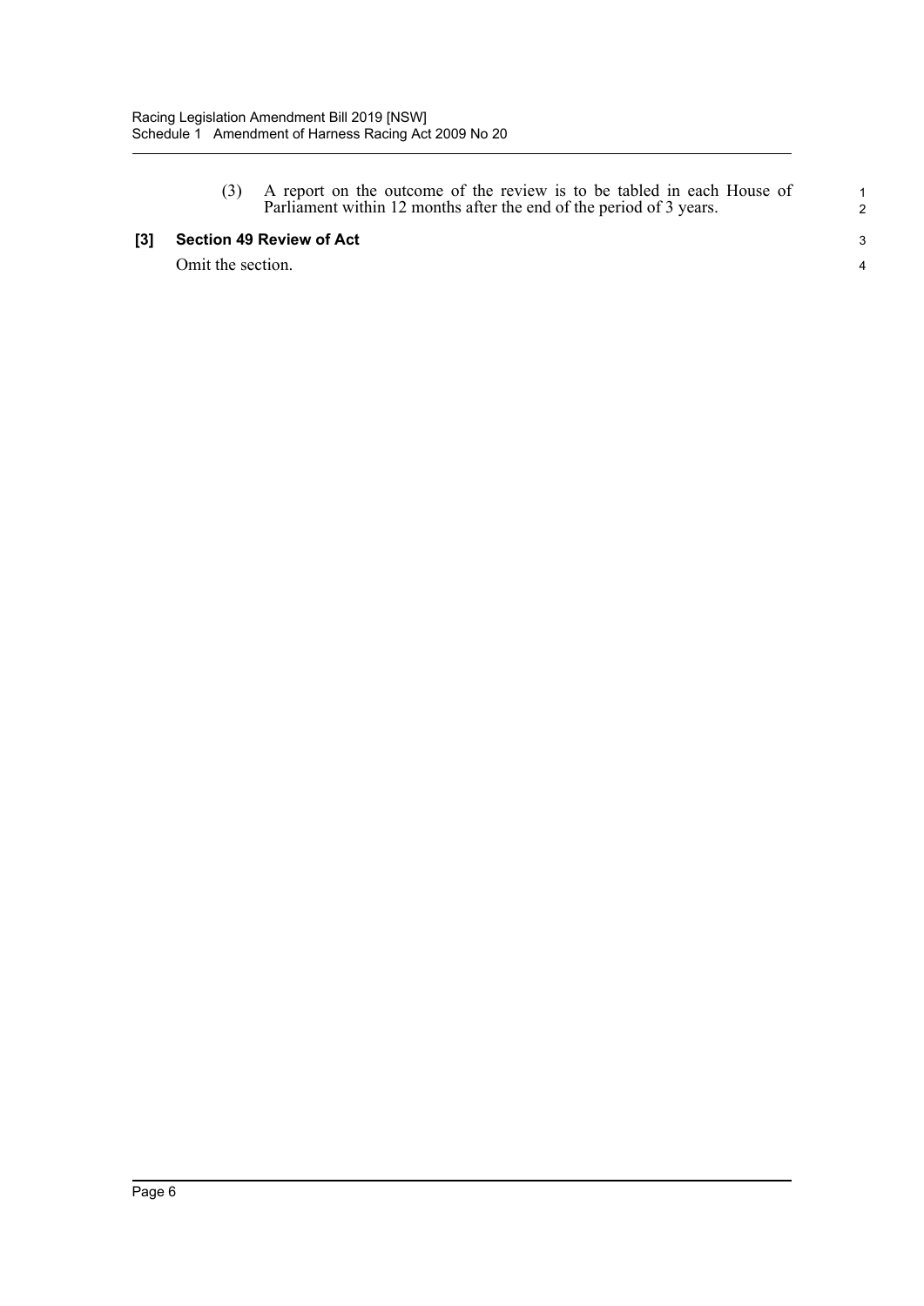(3) A report on the outcome of the review is to be tabled in each House of Parliament within 12 months after the end of the period of 3 years.

**[3] Section 49 Review of Act**

Omit the section.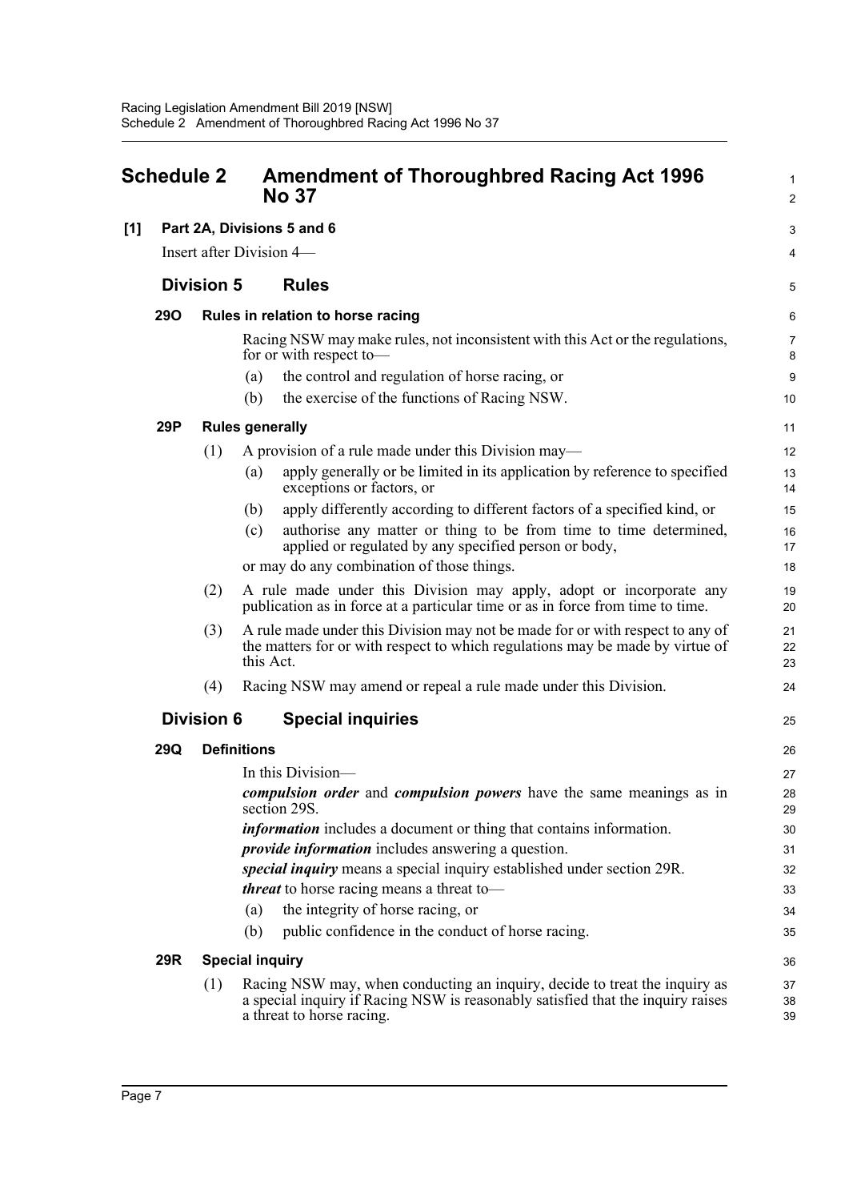# Schedule 2 Amendment of Thoroughbred Racing Act 1996 No 37

**[1] Part 2A, Divisions 5 and 6**

Insert after Division 4—

## Division 5 Rules

### 29O Rules in relation to horse racing

Racing NSW may make rules, not inconsistent with this Act or the regulations, for or with respect to—

(a) the control and regulation of horse racing, or

(b) the exercise of the functions of Racing NSW.

### 29P Rules generally

(1) A provision of a rule made under this Division may—

(a) apply generally or be limited in its application by reference to specified exceptions or factors, or

(b) apply differently according to different factors of a specified kind, or

(c) authorise any matter or thing to be from time to time determined, applied or regulated by any specified person or body,

or may do any combination of those things.

(2) A rule made under this Division may apply, adopt or incorporate any publication as in force at a particular time or as in force from time to time.

(3) A rule made under this Division may not be made for or with respect to any of the matters for or with respect to which regulations may be made by virtue of this Act.

(4) Racing NSW may amend or repeal a rule made under this Division.

## Division 6 Special inquiries

### 29Q Definitions

In this Division—

***compulsion order*** and ***compulsion powers*** have the same meanings as in section 29S.

***information*** includes a document or thing that contains information.

***provide information*** includes answering a question.

***special inquiry*** means a special inquiry established under section 29R.

***threat*** to horse racing means a threat to—

(a) the integrity of horse racing, or

(b) public confidence in the conduct of horse racing.

### 29R Special inquiry

(1) Racing NSW may, when conducting an inquiry, decide to treat the inquiry as a special inquiry if Racing NSW is reasonably satisfied that the inquiry raises a threat to horse racing.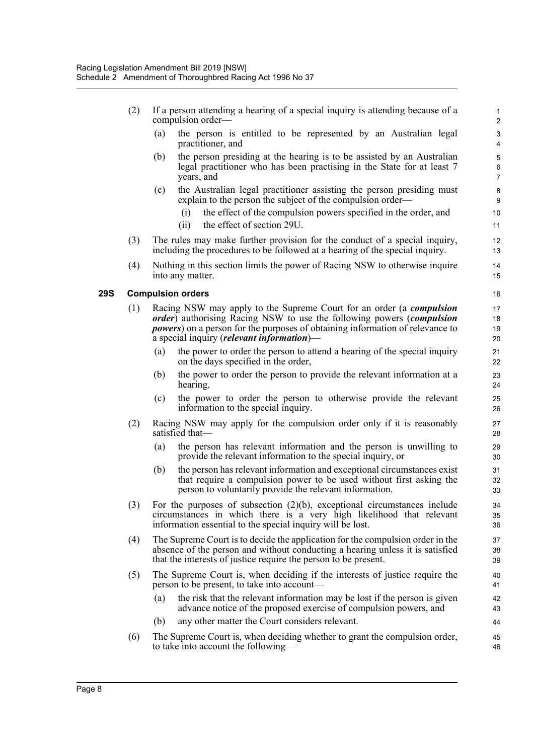(2) If a person attending a hearing of a special inquiry is attending because of a compulsion order—

(a) the person is entitled to be represented by an Australian legal practitioner, and

(b) the person presiding at the hearing is to be assisted by an Australian legal practitioner who has been practising in the State for at least 7 years, and

(c) the Australian legal practitioner assisting the person presiding must explain to the person the subject of the compulsion order—

(i) the effect of the compulsion powers specified in the order, and

(ii) the effect of section 29U.

(3) The rules may make further provision for the conduct of a special inquiry, including the procedures to be followed at a hearing of the special inquiry.

(4) Nothing in this section limits the power of Racing NSW to otherwise inquire into any matter.

### 29S Compulsion orders

(1) Racing NSW may apply to the Supreme Court for an order (a ***compulsion order***) authorising Racing NSW to use the following powers (***compulsion powers***) on a person for the purposes of obtaining information of relevance to a special inquiry (***relevant information***)—

(a) the power to order the person to attend a hearing of the special inquiry on the days specified in the order,

(b) the power to order the person to provide the relevant information at a hearing,

(c) the power to order the person to otherwise provide the relevant information to the special inquiry.

(2) Racing NSW may apply for the compulsion order only if it is reasonably satisfied that—

(a) the person has relevant information and the person is unwilling to provide the relevant information to the special inquiry, or

(b) the person has relevant information and exceptional circumstances exist that require a compulsion power to be used without first asking the person to voluntarily provide the relevant information.

(3) For the purposes of subsection (2)(b), exceptional circumstances include circumstances in which there is a very high likelihood that relevant information essential to the special inquiry will be lost.

(4) The Supreme Court is to decide the application for the compulsion order in the absence of the person and without conducting a hearing unless it is satisfied that the interests of justice require the person to be present.

(5) The Supreme Court is, when deciding if the interests of justice require the person to be present, to take into account—

(a) the risk that the relevant information may be lost if the person is given advance notice of the proposed exercise of compulsion powers, and

(b) any other matter the Court considers relevant.

(6) The Supreme Court is, when deciding whether to grant the compulsion order, to take into account the following—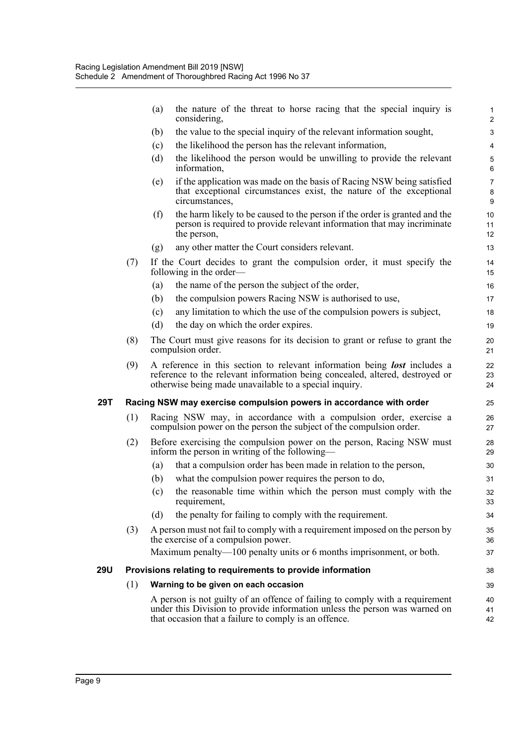(a) the nature of the threat to horse racing that the special inquiry is considering,

(b) the value to the special inquiry of the relevant information sought,

(c) the likelihood the person has the relevant information,

(d) the likelihood the person would be unwilling to provide the relevant information,

(e) if the application was made on the basis of Racing NSW being satisfied that exceptional circumstances exist, the nature of the exceptional circumstances,

(f) the harm likely to be caused to the person if the order is granted and the person is required to provide relevant information that may incriminate the person,

(g) any other matter the Court considers relevant.

(7) If the Court decides to grant the compulsion order, it must specify the following in the order—

(a) the name of the person the subject of the order,

(b) the compulsion powers Racing NSW is authorised to use,

(c) any limitation to which the use of the compulsion powers is subject,

(d) the day on which the order expires.

(8) The Court must give reasons for its decision to grant or refuse to grant the compulsion order.

(9) A reference in this section to relevant information being ***lost*** includes a reference to the relevant information being concealed, altered, destroyed or otherwise being made unavailable to a special inquiry.

### 29T Racing NSW may exercise compulsion powers in accordance with order

(1) Racing NSW may, in accordance with a compulsion order, exercise a compulsion power on the person the subject of the compulsion order.

(2) Before exercising the compulsion power on the person, Racing NSW must inform the person in writing of the following—

(a) that a compulsion order has been made in relation to the person,

(b) what the compulsion power requires the person to do,

(c) the reasonable time within which the person must comply with the requirement,

(d) the penalty for failing to comply with the requirement.

(3) A person must not fail to comply with a requirement imposed on the person by the exercise of a compulsion power.

Maximum penalty—100 penalty units or 6 months imprisonment, or both.

### 29U Provisions relating to requirements to provide information

(1) **Warning to be given on each occasion**

A person is not guilty of an offence of failing to comply with a requirement under this Division to provide information unless the person was warned on that occasion that a failure to comply is an offence.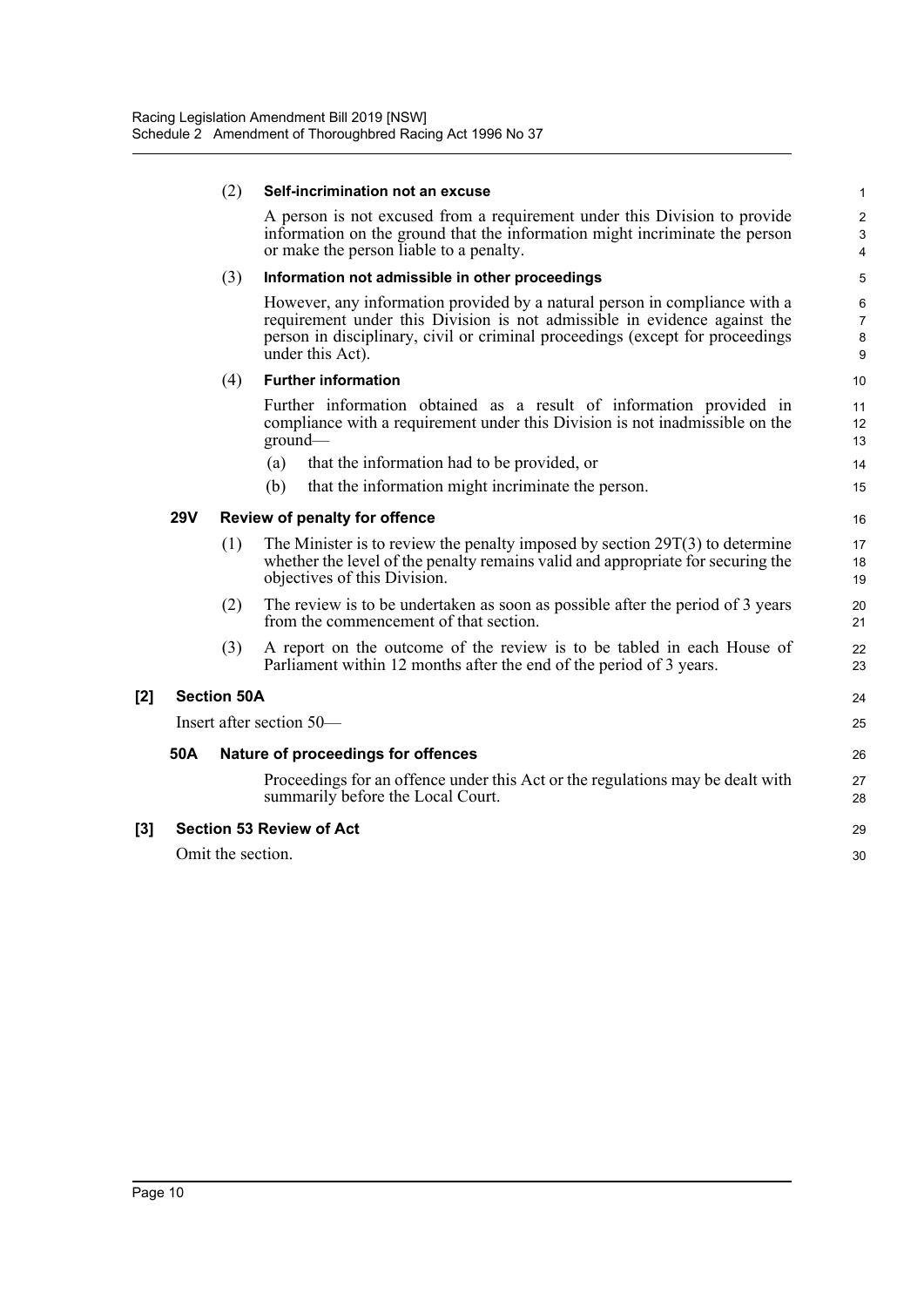(2) **Self-incrimination not an excuse**

A person is not excused from a requirement under this Division to provide information on the ground that the information might incriminate the person or make the person liable to a penalty.

(3) **Information not admissible in other proceedings**

However, any information provided by a natural person in compliance with a requirement under this Division is not admissible in evidence against the person in disciplinary, civil or criminal proceedings (except for proceedings under this Act).

(4) **Further information**

Further information obtained as a result of information provided in compliance with a requirement under this Division is not inadmissible on the ground—

(a) that the information had to be provided, or

(b) that the information might incriminate the person.

**29V Review of penalty for offence**

(1) The Minister is to review the penalty imposed by section 29T(3) to determine whether the level of the penalty remains valid and appropriate for securing the objectives of this Division.

(2) The review is to be undertaken as soon as possible after the period of 3 years from the commencement of that section.

(3) A report on the outcome of the review is to be tabled in each House of Parliament within 12 months after the end of the period of 3 years.

**[2] Section 50A**

Insert after section 50—

**50A Nature of proceedings for offences**

Proceedings for an offence under this Act or the regulations may be dealt with summarily before the Local Court.

**[3] Section 53 Review of Act**

Omit the section.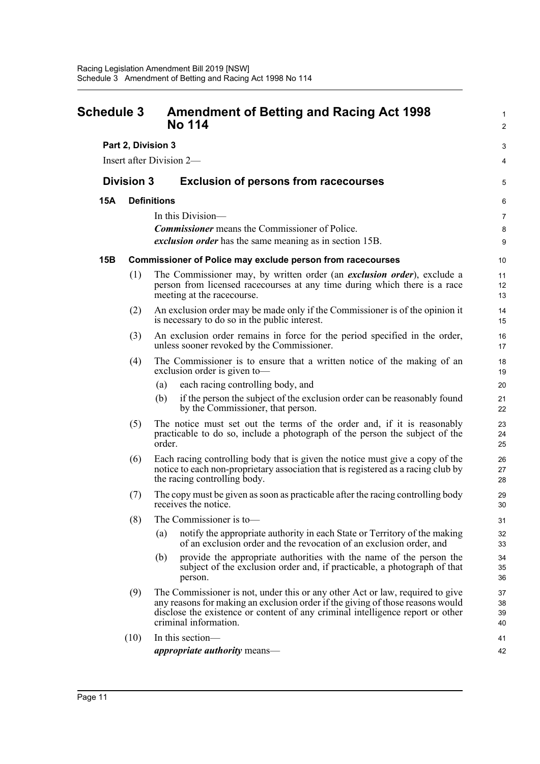# Schedule 3 Amendment of Betting and Racing Act 1998 No 114

**Part 2, Division 3**

Insert after Division 2—

## Division 3 Exclusion of persons from racecourses

### 15A Definitions

In this Division—

***Commissioner*** means the Commissioner of Police.

***exclusion order*** has the same meaning as in section 15B.

### 15B Commissioner of Police may exclude person from racecourses

(1) The Commissioner may, by written order (an ***exclusion order***), exclude a person from licensed racecourses at any time during which there is a race meeting at the racecourse.

(2) An exclusion order may be made only if the Commissioner is of the opinion it is necessary to do so in the public interest.

(3) An exclusion order remains in force for the period specified in the order, unless sooner revoked by the Commissioner.

(4) The Commissioner is to ensure that a written notice of the making of an exclusion order is given to—

(a) each racing controlling body, and

(b) if the person the subject of the exclusion order can be reasonably found by the Commissioner, that person.

(5) The notice must set out the terms of the order and, if it is reasonably practicable to do so, include a photograph of the person the subject of the order.

(6) Each racing controlling body that is given the notice must give a copy of the notice to each non-proprietary association that is registered as a racing club by the racing controlling body.

(7) The copy must be given as soon as practicable after the racing controlling body receives the notice.

(8) The Commissioner is to—

(a) notify the appropriate authority in each State or Territory of the making of an exclusion order and the revocation of an exclusion order, and

(b) provide the appropriate authorities with the name of the person the subject of the exclusion order and, if practicable, a photograph of that person.

(9) The Commissioner is not, under this or any other Act or law, required to give any reasons for making an exclusion order if the giving of those reasons would disclose the existence or content of any criminal intelligence report or other criminal information.

(10) In this section—

***appropriate authority*** means—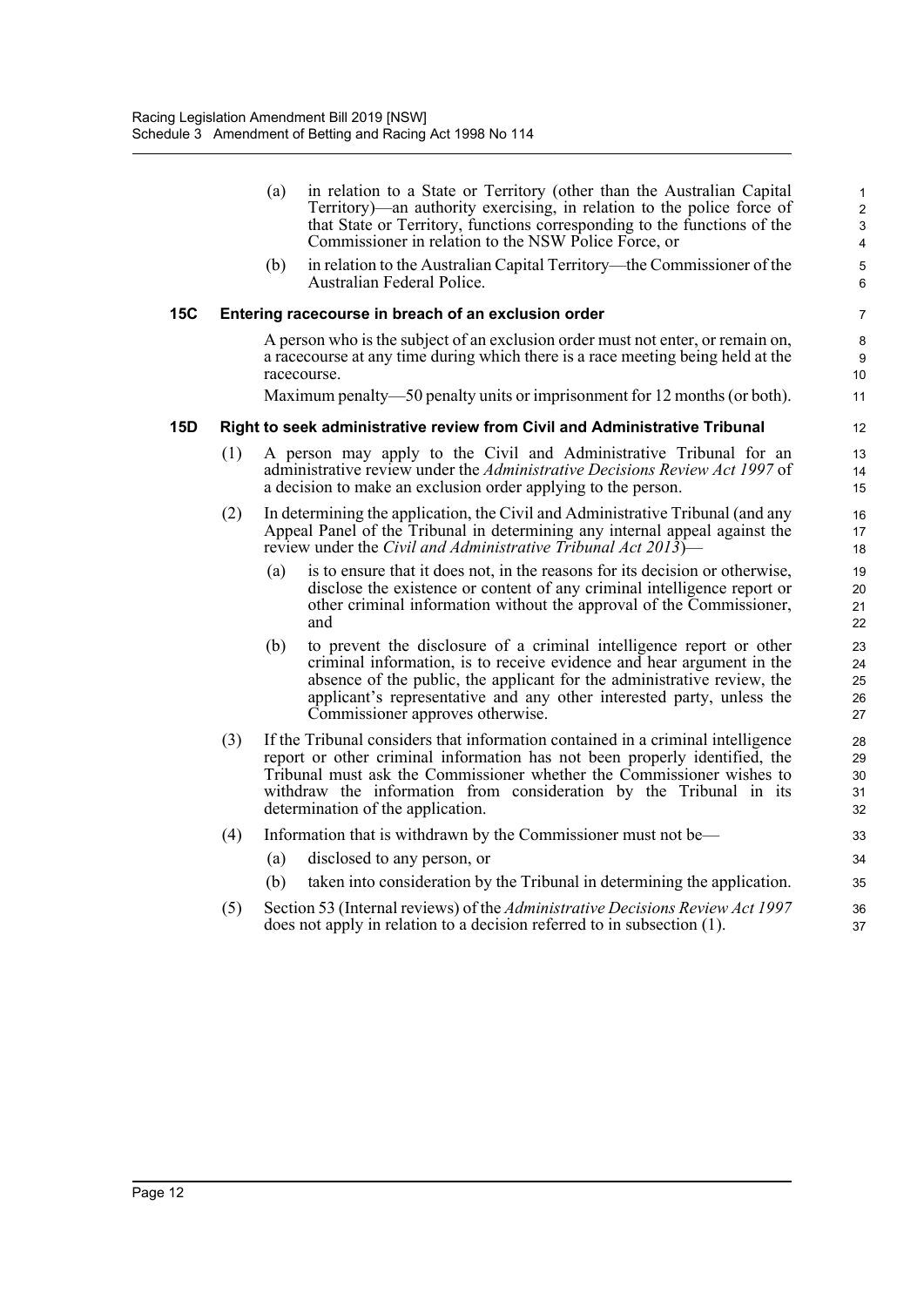(a) in relation to a State or Territory (other than the Australian Capital Territory)—an authority exercising, in relation to the police force of that State or Territory, functions corresponding to the functions of the Commissioner in relation to the NSW Police Force, or

(b) in relation to the Australian Capital Territory—the Commissioner of the Australian Federal Police.

### 15C Entering racecourse in breach of an exclusion order

A person who is the subject of an exclusion order must not enter, or remain on, a racecourse at any time during which there is a race meeting being held at the racecourse.

Maximum penalty—50 penalty units or imprisonment for 12 months (or both).

### 15D Right to seek administrative review from Civil and Administrative Tribunal

(1) A person may apply to the Civil and Administrative Tribunal for an administrative review under the *Administrative Decisions Review Act 1997* of a decision to make an exclusion order applying to the person.

(2) In determining the application, the Civil and Administrative Tribunal (and any Appeal Panel of the Tribunal in determining any internal appeal against the review under the *Civil and Administrative Tribunal Act 2013*)—

(a) is to ensure that it does not, in the reasons for its decision or otherwise, disclose the existence or content of any criminal intelligence report or other criminal information without the approval of the Commissioner, and

(b) to prevent the disclosure of a criminal intelligence report or other criminal information, is to receive evidence and hear argument in the absence of the public, the applicant for the administrative review, the applicant's representative and any other interested party, unless the Commissioner approves otherwise.

(3) If the Tribunal considers that information contained in a criminal intelligence report or other criminal information has not been properly identified, the Tribunal must ask the Commissioner whether the Commissioner wishes to withdraw the information from consideration by the Tribunal in its determination of the application.

(4) Information that is withdrawn by the Commissioner must not be—

(a) disclosed to any person, or

(b) taken into consideration by the Tribunal in determining the application.

(5) Section 53 (Internal reviews) of the *Administrative Decisions Review Act 1997* does not apply in relation to a decision referred to in subsection (1).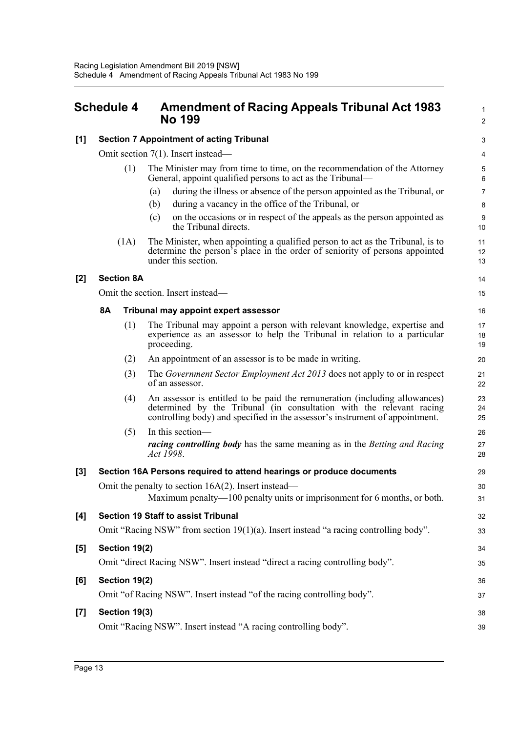# Schedule 4 Amendment of Racing Appeals Tribunal Act 1983 No 199

**[1] Section 7 Appointment of acting Tribunal**

Omit section 7(1). Insert instead—

(1) The Minister may from time to time, on the recommendation of the Attorney General, appoint qualified persons to act as the Tribunal—

(a) during the illness or absence of the person appointed as the Tribunal, or

(b) during a vacancy in the office of the Tribunal, or

(c) on the occasions or in respect of the appeals as the person appointed as the Tribunal directs.

(1A) The Minister, when appointing a qualified person to act as the Tribunal, is to determine the person's place in the order of seniority of persons appointed under this section.

**[2] Section 8A**

Omit the section. Insert instead—

**8A Tribunal may appoint expert assessor**

(1) The Tribunal may appoint a person with relevant knowledge, expertise and experience as an assessor to help the Tribunal in relation to a particular proceeding.

(2) An appointment of an assessor is to be made in writing.

(3) The *Government Sector Employment Act 2013* does not apply to or in respect of an assessor.

(4) An assessor is entitled to be paid the remuneration (including allowances) determined by the Tribunal (in consultation with the relevant racing controlling body) and specified in the assessor's instrument of appointment.

(5) In this section—

***racing controlling body*** has the same meaning as in the *Betting and Racing Act 1998*.

**[3] Section 16A Persons required to attend hearings or produce documents**

Omit the penalty to section 16A(2). Insert instead—

Maximum penalty—100 penalty units or imprisonment for 6 months, or both.

**[4] Section 19 Staff to assist Tribunal**

Omit "Racing NSW" from section 19(1)(a). Insert instead "a racing controlling body".

**[5] Section 19(2)**

Omit "direct Racing NSW". Insert instead "direct a racing controlling body".

**[6] Section 19(2)**

Omit "of Racing NSW". Insert instead "of the racing controlling body".

**[7] Section 19(3)**

Omit "Racing NSW". Insert instead "A racing controlling body".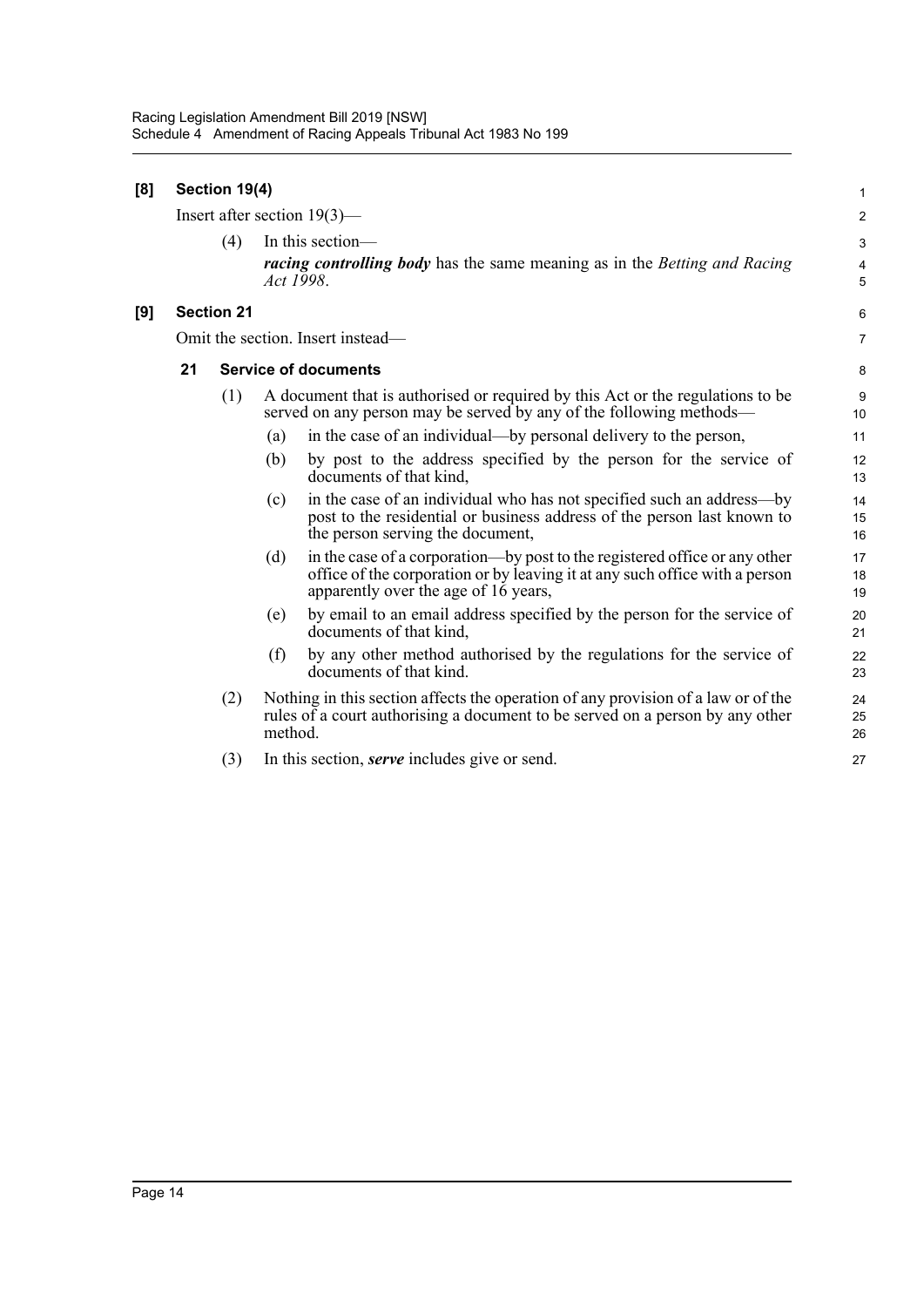**[8] Section 19(4)**

Insert after section 19(3)—

(4) In this section—

***racing controlling body*** has the same meaning as in the *Betting and Racing Act 1998*.

**[9] Section 21**

Omit the section. Insert instead—

**21 Service of documents**

(1) A document that is authorised or required by this Act or the regulations to be served on any person may be served by any of the following methods—

(a) in the case of an individual—by personal delivery to the person,

(b) by post to the address specified by the person for the service of documents of that kind,

(c) in the case of an individual who has not specified such an address—by post to the residential or business address of the person last known to the person serving the document,

(d) in the case of a corporation—by post to the registered office or any other office of the corporation or by leaving it at any such office with a person apparently over the age of 16 years,

(e) by email to an email address specified by the person for the service of documents of that kind,

(f) by any other method authorised by the regulations for the service of documents of that kind.

(2) Nothing in this section affects the operation of any provision of a law or of the rules of a court authorising a document to be served on a person by any other method.

(3) In this section, ***serve*** includes give or send.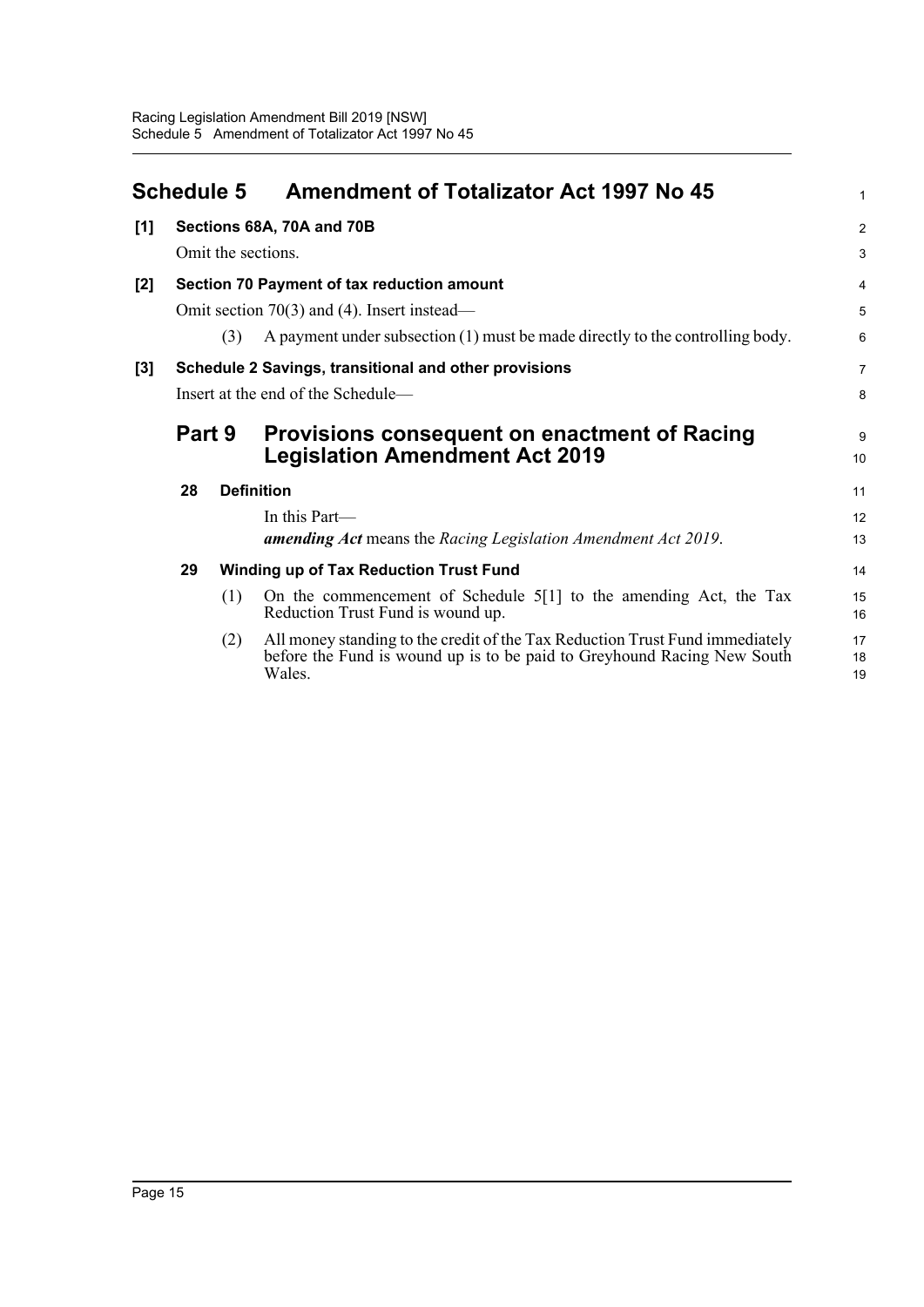# Schedule 5 Amendment of Totalizator Act 1997 No 45

**[1] Sections 68A, 70A and 70B**

Omit the sections.

**[2] Section 70 Payment of tax reduction amount**

Omit section 70(3) and (4). Insert instead—

(3) A payment under subsection (1) must be made directly to the controlling body.

**[3] Schedule 2 Savings, transitional and other provisions**

Insert at the end of the Schedule—

## Part 9 Provisions consequent on enactment of Racing Legislation Amendment Act 2019

### 28 Definition

In this Part—

***amending Act*** means the *Racing Legislation Amendment Act 2019*.

### 29 Winding up of Tax Reduction Trust Fund

(1) On the commencement of Schedule 5[1] to the amending Act, the Tax Reduction Trust Fund is wound up.

(2) All money standing to the credit of the Tax Reduction Trust Fund immediately before the Fund is wound up is to be paid to Greyhound Racing New South Wales.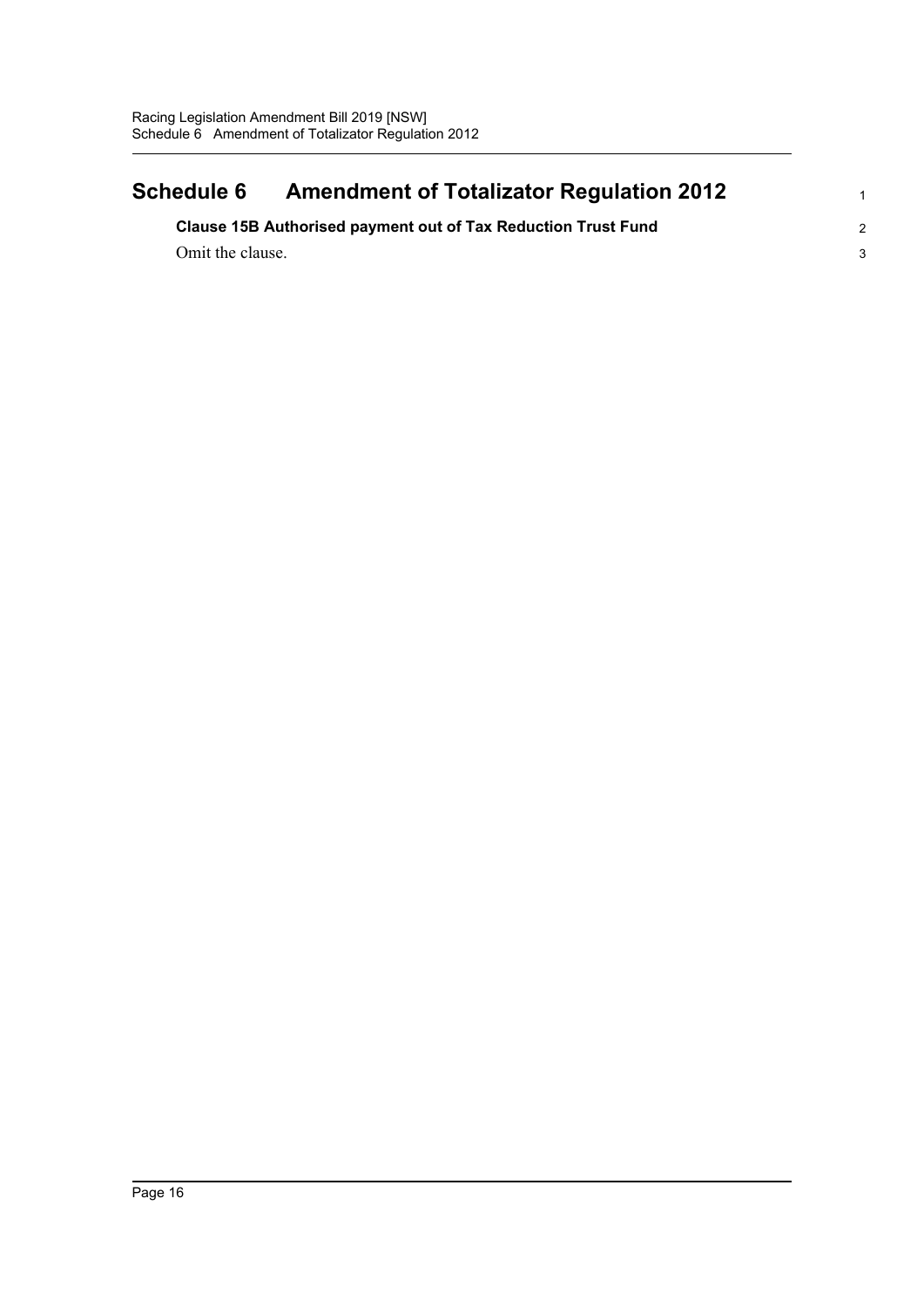# Schedule 6 Amendment of Totalizator Regulation 2012

**Clause 15B Authorised payment out of Tax Reduction Trust Fund**

Omit the clause.